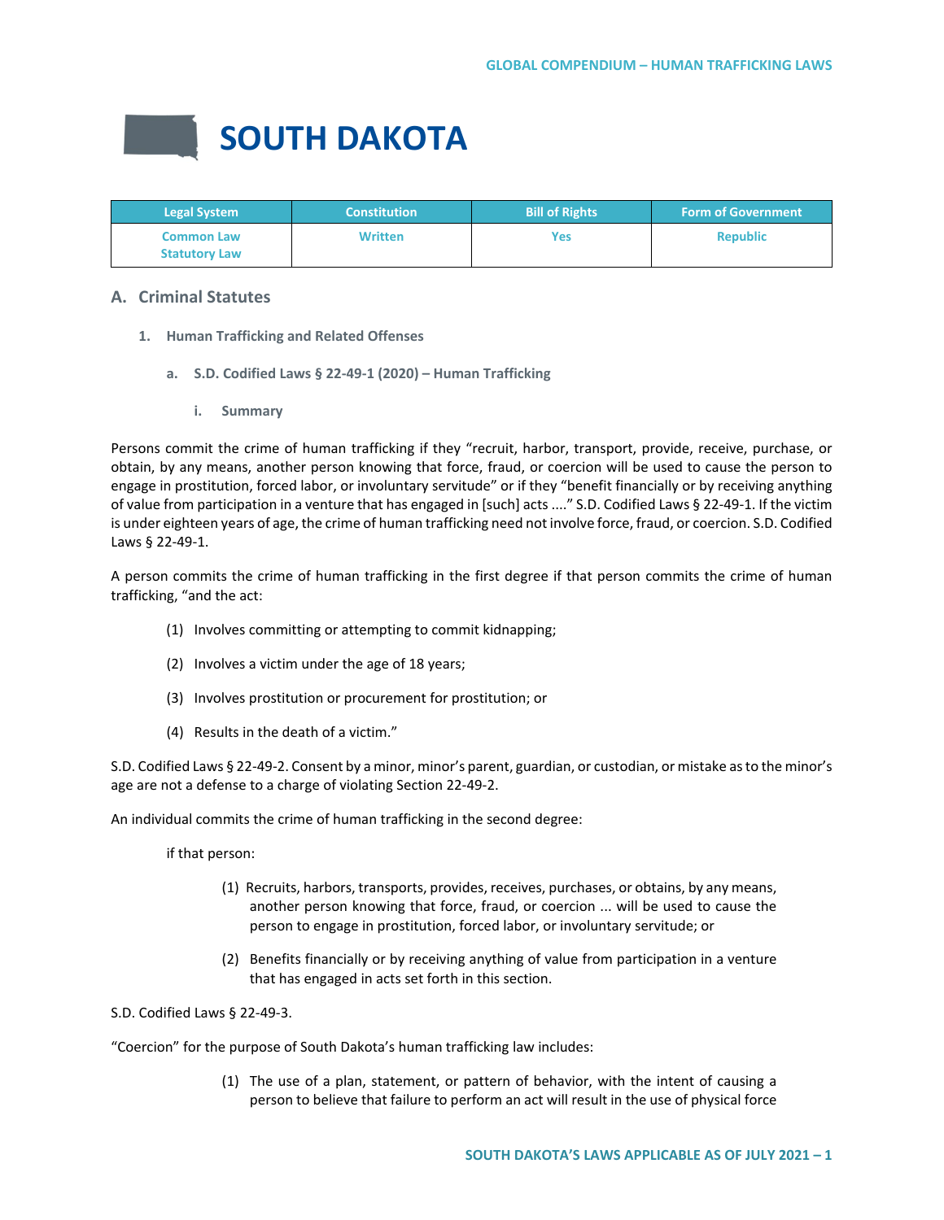# SOUTH DAKOTA

| Legal System | Constitution | Bill of Rights | Form of Government |
|---|---|---|---|
| Common Law<br>Statutory Law | Written | Yes | Republic |

## A. Criminal Statutes

### 1. Human Trafficking and Related Offenses

#### a. S.D. Codified Laws § 22-49-1 (2020) – Human Trafficking

##### i. Summary

Persons commit the crime of human trafficking if they "recruit, harbor, transport, provide, receive, purchase, or obtain, by any means, another person knowing that force, fraud, or coercion will be used to cause the person to engage in prostitution, forced labor, or involuntary servitude" or if they "benefit financially or by receiving anything of value from participation in a venture that has engaged in [such] acts ...." S.D. Codified Laws § 22-49-1. If the victim is under eighteen years of age, the crime of human trafficking need not involve force, fraud, or coercion. S.D. Codified Laws § 22-49-1.

A person commits the crime of human trafficking in the first degree if that person commits the crime of human trafficking, "and the act:

(1) Involves committing or attempting to commit kidnapping;

(2) Involves a victim under the age of 18 years;

(3) Involves prostitution or procurement for prostitution; or

(4) Results in the death of a victim."

S.D. Codified Laws § 22-49-2. Consent by a minor, minor's parent, guardian, or custodian, or mistake as to the minor's age are not a defense to a charge of violating Section 22-49-2.

An individual commits the crime of human trafficking in the second degree:

> if that person:
>
> (1) Recruits, harbors, transports, provides, receives, purchases, or obtains, by any means, another person knowing that force, fraud, or coercion ... will be used to cause the person to engage in prostitution, forced labor, or involuntary servitude; or
>
> (2) Benefits financially or by receiving anything of value from participation in a venture that has engaged in acts set forth in this section.

S.D. Codified Laws § 22-49-3.

"Coercion" for the purpose of South Dakota's human trafficking law includes:

> (1) The use of a plan, statement, or pattern of behavior, with the intent of causing a person to believe that failure to perform an act will result in the use of physical force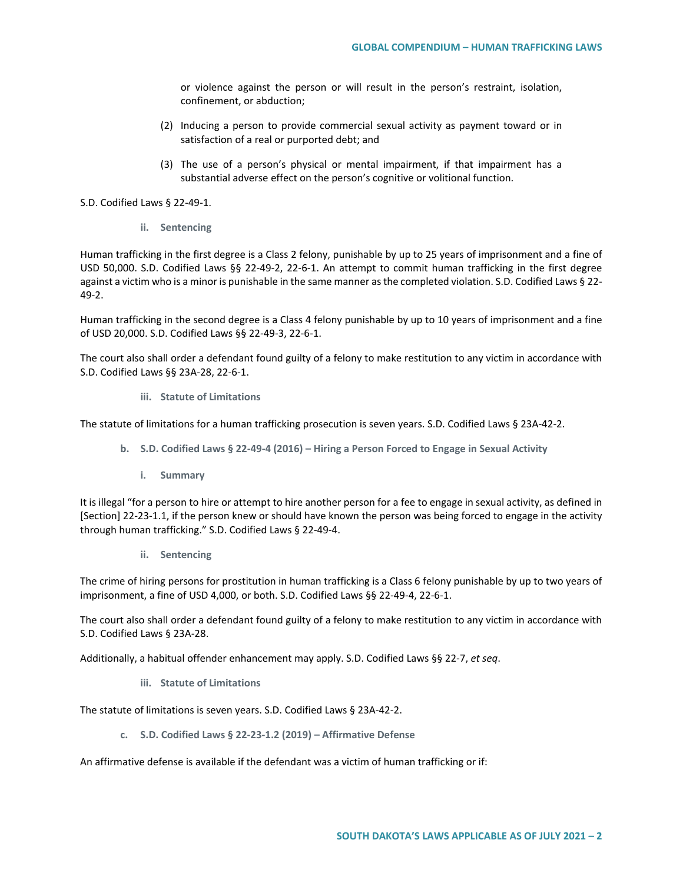or violence against the person or will result in the person's restraint, isolation, confinement, or abduction;

(2) Inducing a person to provide commercial sexual activity as payment toward or in satisfaction of a real or purported debt; and

(3) The use of a person's physical or mental impairment, if that impairment has a substantial adverse effect on the person's cognitive or volitional function.

S.D. Codified Laws § 22-49-1.

#### ii. Sentencing

Human trafficking in the first degree is a Class 2 felony, punishable by up to 25 years of imprisonment and a fine of USD 50,000. S.D. Codified Laws §§ 22-49-2, 22-6-1. An attempt to commit human trafficking in the first degree against a victim who is a minor is punishable in the same manner as the completed violation. S.D. Codified Laws § 22-49-2.

Human trafficking in the second degree is a Class 4 felony punishable by up to 10 years of imprisonment and a fine of USD 20,000. S.D. Codified Laws §§ 22-49-3, 22-6-1.

The court also shall order a defendant found guilty of a felony to make restitution to any victim in accordance with S.D. Codified Laws §§ 23A-28, 22-6-1.

#### iii. Statute of Limitations

The statute of limitations for a human trafficking prosecution is seven years. S.D. Codified Laws § 23A-42-2.

### b. S.D. Codified Laws § 22-49-4 (2016) – Hiring a Person Forced to Engage in Sexual Activity

#### i. Summary

It is illegal "for a person to hire or attempt to hire another person for a fee to engage in sexual activity, as defined in [Section] 22-23-1.1, if the person knew or should have known the person was being forced to engage in the activity through human trafficking." S.D. Codified Laws § 22-49-4.

#### ii. Sentencing

The crime of hiring persons for prostitution in human trafficking is a Class 6 felony punishable by up to two years of imprisonment, a fine of USD 4,000, or both. S.D. Codified Laws §§ 22-49-4, 22-6-1.

The court also shall order a defendant found guilty of a felony to make restitution to any victim in accordance with S.D. Codified Laws § 23A-28.

Additionally, a habitual offender enhancement may apply. S.D. Codified Laws §§ 22-7, *et seq*.

#### iii. Statute of Limitations

The statute of limitations is seven years. S.D. Codified Laws § 23A-42-2.

### c. S.D. Codified Laws § 22-23-1.2 (2019) – Affirmative Defense

An affirmative defense is available if the defendant was a victim of human trafficking or if: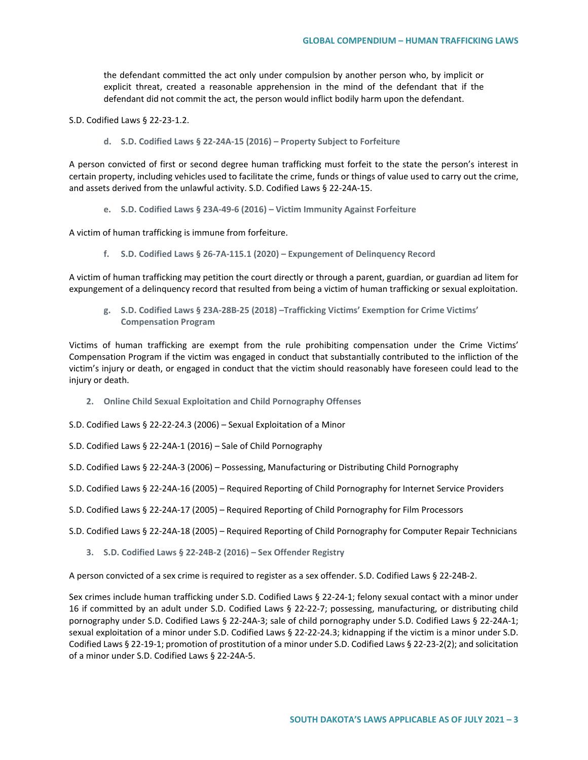the defendant committed the act only under compulsion by another person who, by implicit or explicit threat, created a reasonable apprehension in the mind of the defendant that if the defendant did not commit the act, the person would inflict bodily harm upon the defendant.

S.D. Codified Laws § 22-23-1.2.

#### d. S.D. Codified Laws § 22-24A-15 (2016) – Property Subject to Forfeiture

A person convicted of first or second degree human trafficking must forfeit to the state the person's interest in certain property, including vehicles used to facilitate the crime, funds or things of value used to carry out the crime, and assets derived from the unlawful activity. S.D. Codified Laws § 22-24A-15.

#### e. S.D. Codified Laws § 23A-49-6 (2016) – Victim Immunity Against Forfeiture

A victim of human trafficking is immune from forfeiture.

#### f. S.D. Codified Laws § 26-7A-115.1 (2020) – Expungement of Delinquency Record

A victim of human trafficking may petition the court directly or through a parent, guardian, or guardian ad litem for expungement of a delinquency record that resulted from being a victim of human trafficking or sexual exploitation.

#### g. S.D. Codified Laws § 23A-28B-25 (2018) –Trafficking Victims' Exemption for Crime Victims' Compensation Program

Victims of human trafficking are exempt from the rule prohibiting compensation under the Crime Victims' Compensation Program if the victim was engaged in conduct that substantially contributed to the infliction of the victim's injury or death, or engaged in conduct that the victim should reasonably have foreseen could lead to the injury or death.

### 2. Online Child Sexual Exploitation and Child Pornography Offenses

S.D. Codified Laws § 22-22-24.3 (2006) – Sexual Exploitation of a Minor

S.D. Codified Laws § 22-24A-1 (2016) – Sale of Child Pornography

S.D. Codified Laws § 22-24A-3 (2006) – Possessing, Manufacturing or Distributing Child Pornography

S.D. Codified Laws § 22-24A-16 (2005) – Required Reporting of Child Pornography for Internet Service Providers

S.D. Codified Laws § 22-24A-17 (2005) – Required Reporting of Child Pornography for Film Processors

S.D. Codified Laws § 22-24A-18 (2005) – Required Reporting of Child Pornography for Computer Repair Technicians

### 3. S.D. Codified Laws § 22-24B-2 (2016) – Sex Offender Registry

A person convicted of a sex crime is required to register as a sex offender. S.D. Codified Laws § 22-24B-2.

Sex crimes include human trafficking under S.D. Codified Laws § 22-24-1; felony sexual contact with a minor under 16 if committed by an adult under S.D. Codified Laws § 22-22-7; possessing, manufacturing, or distributing child pornography under S.D. Codified Laws § 22-24A-3; sale of child pornography under S.D. Codified Laws § 22-24A-1; sexual exploitation of a minor under S.D. Codified Laws § 22-22-24.3; kidnapping if the victim is a minor under S.D. Codified Laws § 22-19-1; promotion of prostitution of a minor under S.D. Codified Laws § 22-23-2(2); and solicitation of a minor under S.D. Codified Laws § 22-24A-5.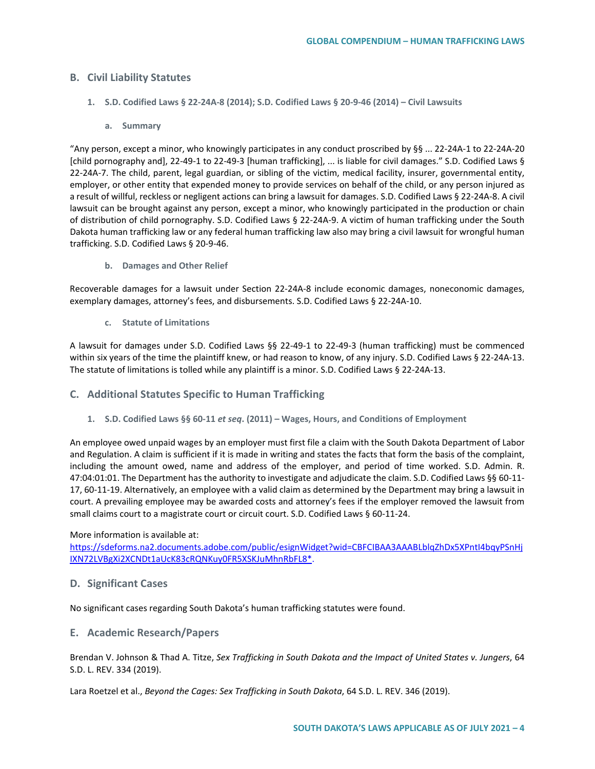## B. Civil Liability Statutes

### 1. S.D. Codified Laws § 22-24A-8 (2014); S.D. Codified Laws § 20-9-46 (2014) – Civil Lawsuits

#### a. Summary

"Any person, except a minor, who knowingly participates in any conduct proscribed by §§ ... 22-24A-1 to 22-24A-20 [child pornography and], 22-49-1 to 22-49-3 [human trafficking], ... is liable for civil damages." S.D. Codified Laws § 22-24A-7. The child, parent, legal guardian, or sibling of the victim, medical facility, insurer, governmental entity, employer, or other entity that expended money to provide services on behalf of the child, or any person injured as a result of willful, reckless or negligent actions can bring a lawsuit for damages. S.D. Codified Laws § 22-24A-8. A civil lawsuit can be brought against any person, except a minor, who knowingly participated in the production or chain of distribution of child pornography. S.D. Codified Laws § 22-24A-9. A victim of human trafficking under the South Dakota human trafficking law or any federal human trafficking law also may bring a civil lawsuit for wrongful human trafficking. S.D. Codified Laws § 20-9-46.

#### b. Damages and Other Relief

Recoverable damages for a lawsuit under Section 22-24A-8 include economic damages, noneconomic damages, exemplary damages, attorney's fees, and disbursements. S.D. Codified Laws § 22-24A-10.

#### c. Statute of Limitations

A lawsuit for damages under S.D. Codified Laws §§ 22-49-1 to 22-49-3 (human trafficking) must be commenced within six years of the time the plaintiff knew, or had reason to know, of any injury. S.D. Codified Laws § 22-24A-13. The statute of limitations is tolled while any plaintiff is a minor. S.D. Codified Laws § 22-24A-13.

## C. Additional Statutes Specific to Human Trafficking

### 1. S.D. Codified Laws §§ 60-11 *et seq*. (2011) – Wages, Hours, and Conditions of Employment

An employee owed unpaid wages by an employer must first file a claim with the South Dakota Department of Labor and Regulation. A claim is sufficient if it is made in writing and states the facts that form the basis of the complaint, including the amount owed, name and address of the employer, and period of time worked. S.D. Admin. R. 47:04:01:01. The Department has the authority to investigate and adjudicate the claim. S.D. Codified Laws §§ 60-11-17, 60-11-19. Alternatively, an employee with a valid claim as determined by the Department may bring a lawsuit in court. A prevailing employee may be awarded costs and attorney's fees if the employer removed the lawsuit from small claims court to a magistrate court or circuit court. S.D. Codified Laws § 60-11-24.

More information is available at:
https://sdeforms.na2.documents.adobe.com/public/esignWidget?wid=CBFCIBAA3AAABLblqZhDx5XPntI4bqyPSnHjIXN72LVBgXi2XCNDt1aUcK83cRQNKuy0FR5XSKJuMhnRbFL8*.

## D. Significant Cases

No significant cases regarding South Dakota's human trafficking statutes were found.

## E. Academic Research/Papers

Brendan V. Johnson & Thad A. Titze, *Sex Trafficking in South Dakota and the Impact of United States v. Jungers*, 64 S.D. L. REV. 334 (2019).

Lara Roetzel et al., *Beyond the Cages: Sex Trafficking in South Dakota*, 64 S.D. L. REV. 346 (2019).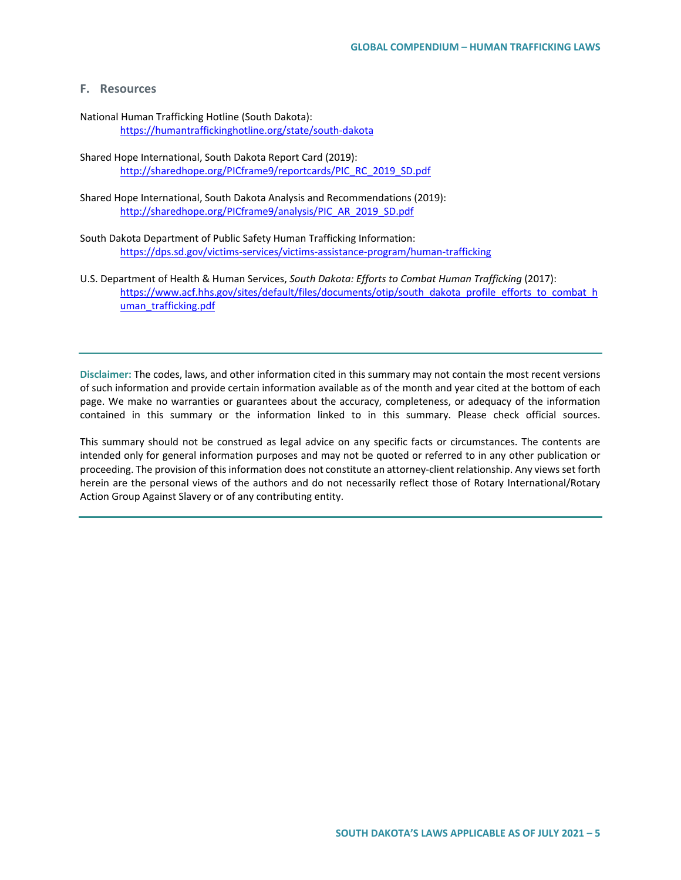## F. Resources

National Human Trafficking Hotline (South Dakota):
https://humantraffickinghotline.org/state/south-dakota

Shared Hope International, South Dakota Report Card (2019):
http://sharedhope.org/PICframe9/reportcards/PIC_RC_2019_SD.pdf

Shared Hope International, South Dakota Analysis and Recommendations (2019):
http://sharedhope.org/PICframe9/analysis/PIC_AR_2019_SD.pdf

South Dakota Department of Public Safety Human Trafficking Information:
https://dps.sd.gov/victims-services/victims-assistance-program/human-trafficking

U.S. Department of Health & Human Services, *South Dakota: Efforts to Combat Human Trafficking* (2017):
https://www.acf.hhs.gov/sites/default/files/documents/otip/south_dakota_profile_efforts_to_combat_human_trafficking.pdf

---

**Disclaimer:** The codes, laws, and other information cited in this summary may not contain the most recent versions of such information and provide certain information available as of the month and year cited at the bottom of each page. We make no warranties or guarantees about the accuracy, completeness, or adequacy of the information contained in this summary or the information linked to in this summary. Please check official sources.

This summary should not be construed as legal advice on any specific facts or circumstances. The contents are intended only for general information purposes and may not be quoted or referred to in any other publication or proceeding. The provision of this information does not constitute an attorney-client relationship. Any views set forth herein are the personal views of the authors and do not necessarily reflect those of Rotary International/Rotary Action Group Against Slavery or of any contributing entity.

---